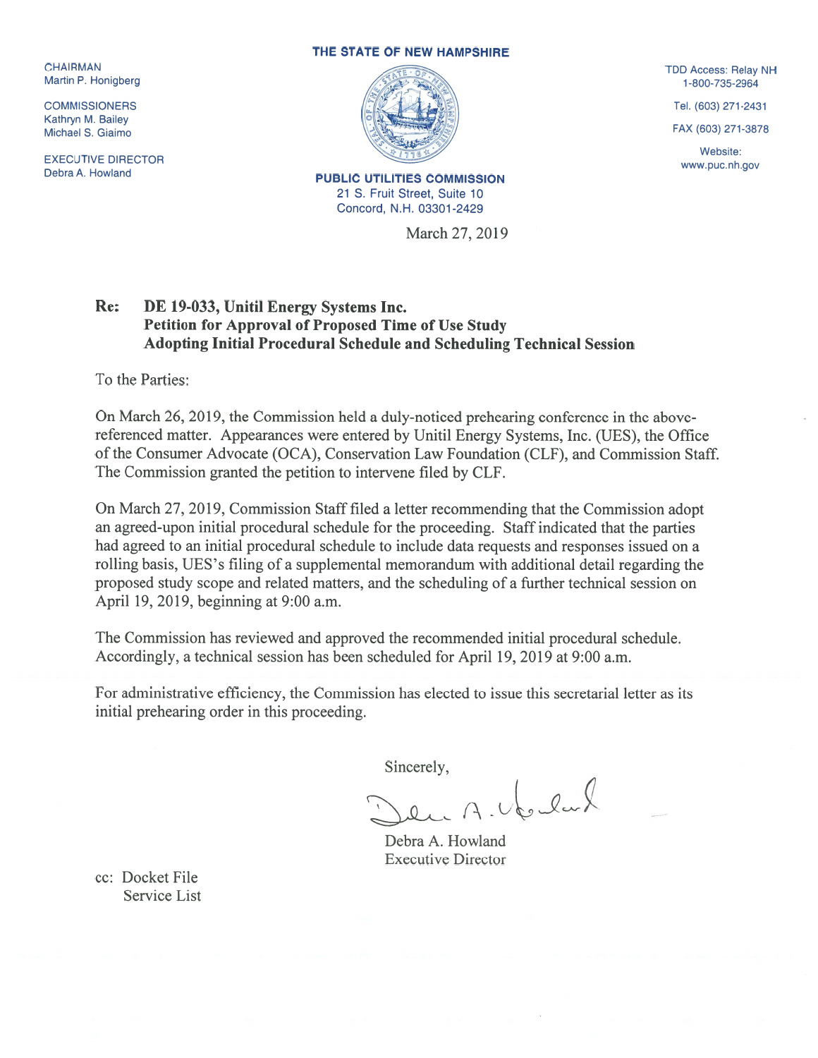CHAIRMAN
Martin P. Honigberg

COMMISSIONERS
Kathryn M. Bailey
Michael S. Giaimo

EXECUTIVE DIRECTOR
Debra A. Howland

THE STATE OF NEW HAMPSHIRE

PUBLIC UTILITIES COMMISSION
21 S. Fruit Street, Suite 10
Concord, N.H. 03301-2429

TDD Access: Relay NH
1-800-735-2964

Tel. (603) 271-2431

FAX (603) 271-3878

Website:
www.puc.nh.gov

March 27, 2019

**Re: DE 19-033, Unitil Energy Systems Inc.**
**Petition for Approval of Proposed Time of Use Study**
**Adopting Initial Procedural Schedule and Scheduling Technical Session**

To the Parties:

On March 26, 2019, the Commission held a duly-noticed prehearing conference in the above-referenced matter. Appearances were entered by Unitil Energy Systems, Inc. (UES), the Office of the Consumer Advocate (OCA), Conservation Law Foundation (CLF), and Commission Staff. The Commission granted the petition to intervene filed by CLF.

On March 27, 2019, Commission Staff filed a letter recommending that the Commission adopt an agreed-upon initial procedural schedule for the proceeding. Staff indicated that the parties had agreed to an initial procedural schedule to include data requests and responses issued on a rolling basis, UES's filing of a supplemental memorandum with additional detail regarding the proposed study scope and related matters, and the scheduling of a further technical session on April 19, 2019, beginning at 9:00 a.m.

The Commission has reviewed and approved the recommended initial procedural schedule. Accordingly, a technical session has been scheduled for April 19, 2019 at 9:00 a.m.

For administrative efficiency, the Commission has elected to issue this secretarial letter as its initial prehearing order in this proceeding.

Sincerely,

Debra A. Howland
Executive Director

cc: Docket File
Service List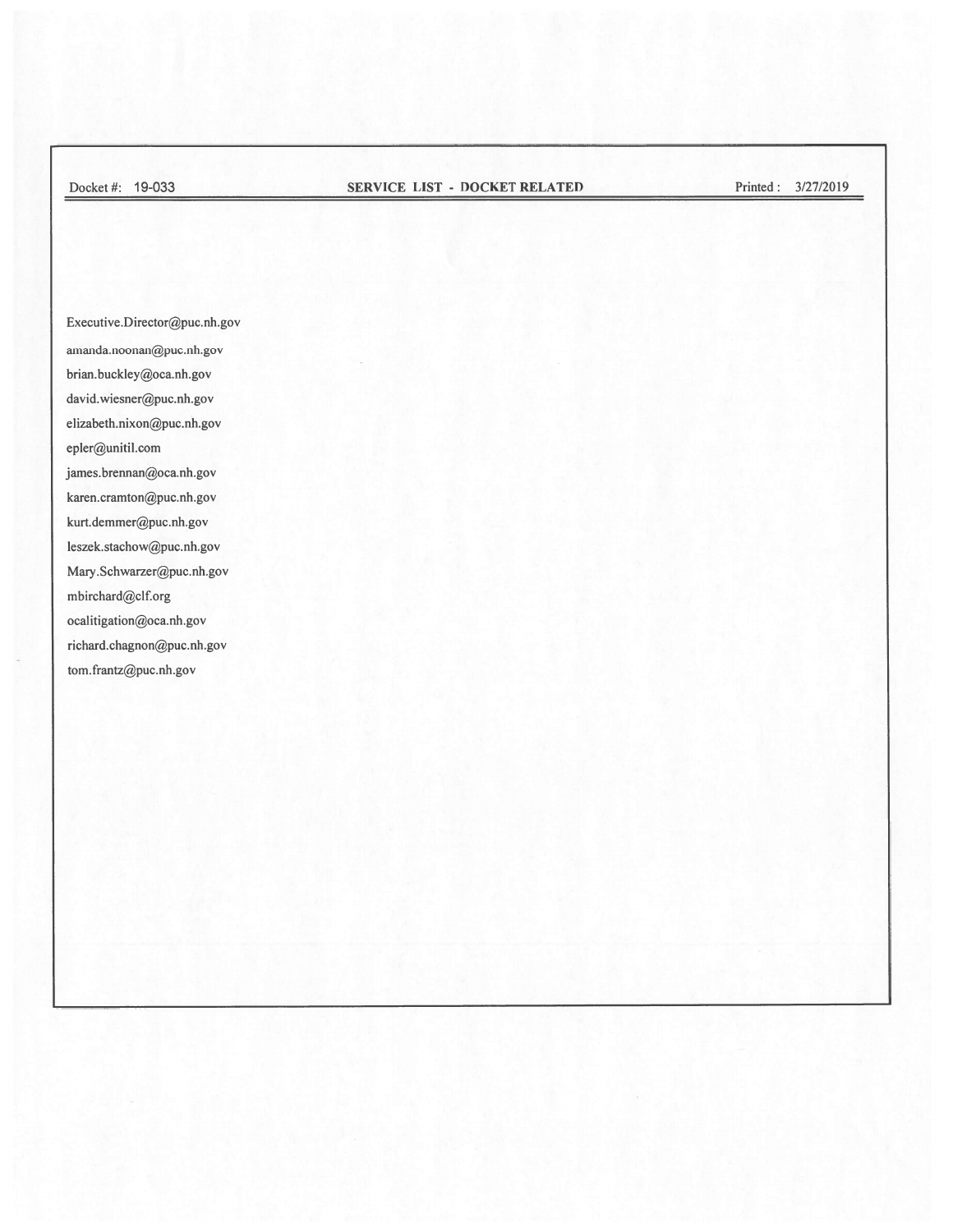Docket #: 19-033 **SERVICE LIST - DOCKET RELATED** Printed : 3/27/2019

Executive.Director@puc.nh.gov

amanda.noonan@puc.nh.gov

brian.buckley@oca.nh.gov

david.wiesner@puc.nh.gov

elizabeth.nixon@puc.nh.gov

epler@unitil.com

james.brennan@oca.nh.gov

karen.cramton@puc.nh.gov

kurt.demmer@puc.nh.gov

leszek.stachow@puc.nh.gov

Mary.Schwarzer@puc.nh.gov

mbirchard@clf.org

ocalitigation@oca.nh.gov

richard.chagnon@puc.nh.gov

tom.frantz@puc.nh.gov